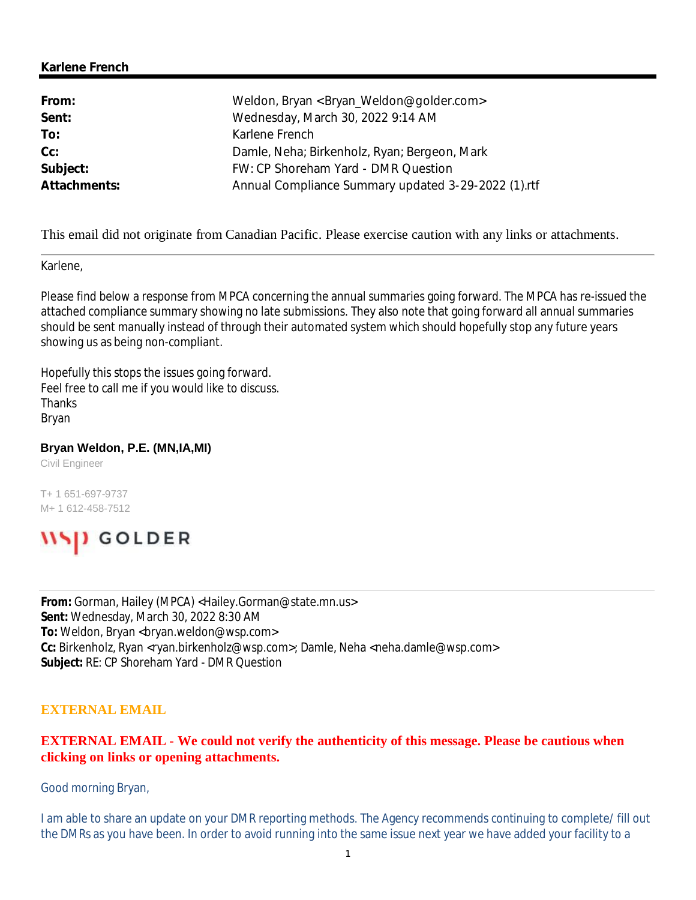**Karlene French**

---

| | |
|---|---|
| **From:** | Weldon, Bryan <Bryan_Weldon@golder.com> |
| **Sent:** | Wednesday, March 30, 2022 9:14 AM |
| **To:** | Karlene French |
| **Cc:** | Damle, Neha; Birkenholz, Ryan; Bergeon, Mark |
| **Subject:** | FW: CP Shoreham Yard - DMR Question |
| **Attachments:** | Annual Compliance Summary updated 3-29-2022 (1).rtf |

This email did not originate from Canadian Pacific. Please exercise caution with any links or attachments.

---

Karlene,

Please find below a response from MPCA concerning the annual summaries going forward. The MPCA has re-issued the attached compliance summary showing no late submissions. They also note that going forward all annual summaries should be sent manually instead of through their automated system which should hopefully stop any future years showing us as being non-compliant.

Hopefully this stops the issues going forward.
Feel free to call me if you would like to discuss.
Thanks
Bryan

**Bryan Weldon, P.E. (MN,IA,MI)**
Civil Engineer

T+ 1 651-697-9737
M+ 1 612-458-7512

WSP GOLDER

---

**From:** Gorman, Hailey (MPCA) <Hailey.Gorman@state.mn.us>
**Sent:** Wednesday, March 30, 2022 8:30 AM
**To:** Weldon, Bryan <bryan.weldon@wsp.com>
**Cc:** Birkenholz, Ryan <ryan.birkenholz@wsp.com>; Damle, Neha <neha.damle@wsp.com>
**Subject:** RE: CP Shoreham Yard - DMR Question

**EXTERNAL EMAIL**

**EXTERNAL EMAIL - We could not verify the authenticity of this message. Please be cautious when clicking on links or opening attachments.**

Good morning Bryan,

I am able to share an update on your DMR reporting methods. The Agency recommends continuing to complete/ fill out the DMRs as you have been. In order to avoid running into the same issue next year we have added your facility to a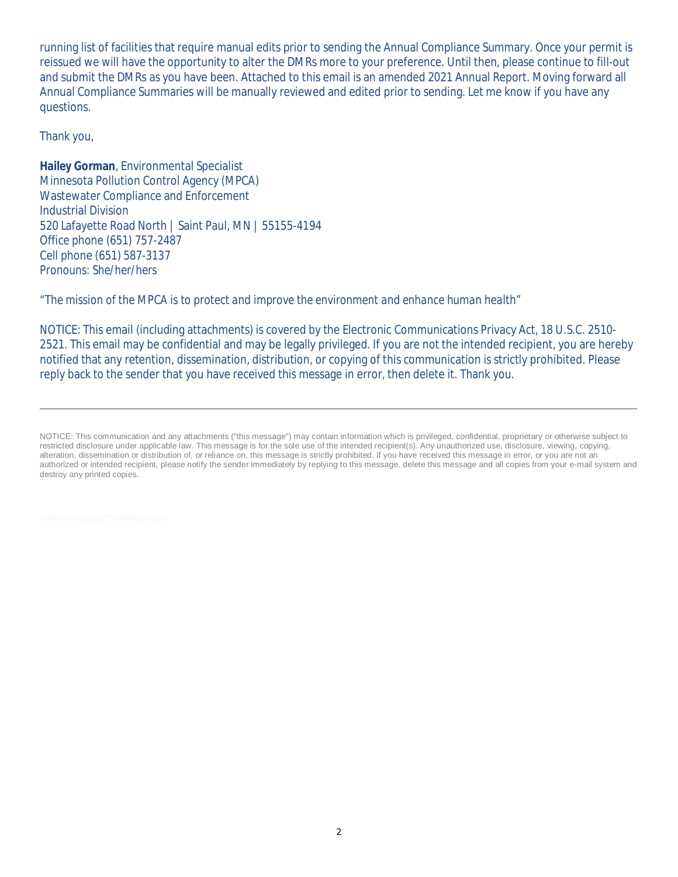running list of facilities that require manual edits prior to sending the Annual Compliance Summary. Once your permit is reissued we will have the opportunity to alter the DMRs more to your preference. Until then, please continue to fill-out and submit the DMRs as you have been. Attached to this email is an amended 2021 Annual Report. Moving forward all Annual Compliance Summaries will be manually reviewed and edited prior to sending. Let me know if you have any questions.

Thank you,

**Hailey Gorman**, Environmental Specialist
Minnesota Pollution Control Agency (MPCA)
Wastewater Compliance and Enforcement
Industrial Division
520 Lafayette Road North | Saint Paul, MN | 55155-4194
Office phone (651) 757-2487
Cell phone (651) 587-3137
Pronouns: She/her/hers

*"The mission of the MPCA is to protect and improve the environment and enhance human health"*

NOTICE: This email (including attachments) is covered by the Electronic Communications Privacy Act, 18 U.S.C. 2510-2521. This email may be confidential and may be legally privileged. If you are not the intended recipient, you are hereby notified that any retention, dissemination, distribution, or copying of this communication is strictly prohibited. Please reply back to the sender that you have received this message in error, then delete it. Thank you.

---

NOTICE: This communication and any attachments ("this message") may contain information which is privileged, confidential, proprietary or otherwise subject to restricted disclosure under applicable law. This message is for the sole use of the intended recipient(s). Any unauthorized use, disclosure, viewing, copying, alteration, dissemination or distribution of, or reliance on, this message is strictly prohibited. If you have received this message in error, or you are not an authorized or intended recipient, please notify the sender immediately by replying to this message, delete this message and all copies from your e-mail system and destroy any printed copies.

-LAEmHhHzdJzBlTWfa4Hgs7pbKl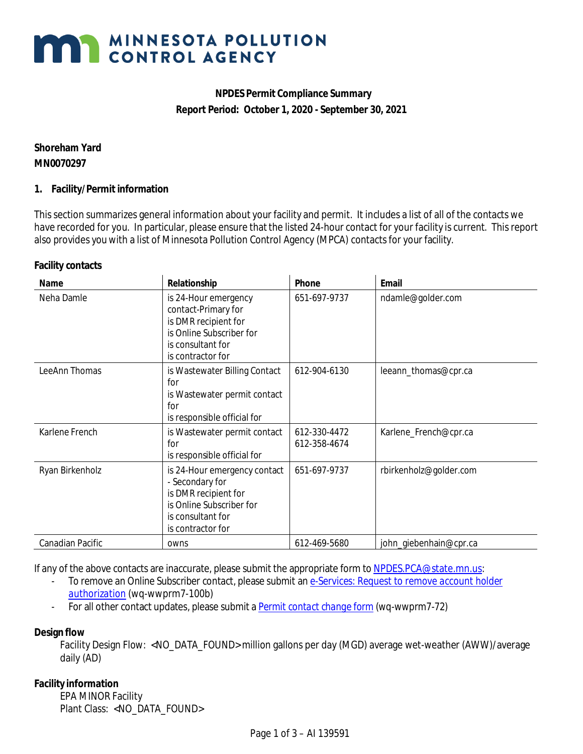**NPDES Permit Compliance Summary**
**Report Period: October 1, 2020 - September 30, 2021**

**Shoreham Yard**
**MN0070297**

## 1. Facility/Permit information

This section summarizes general information about your facility and permit. It includes a list of all of the contacts we have recorded for you. In particular, please ensure that the listed 24-hour contact for your facility is current. This report also provides you with a list of Minnesota Pollution Control Agency (MPCA) contacts for your facility.

### Facility contacts

| Name | Relationship | Phone | Email |
|---|---|---|---|
| Neha Damle | is 24-Hour emergency contact-Primary for<br>is DMR recipient for<br>is Online Subscriber for<br>is consultant for<br>is contractor for | 651-697-9737 | ndamle@golder.com |
| LeeAnn Thomas | is Wastewater Billing Contact for<br>is Wastewater permit contact for<br>is responsible official for | 612-904-6130 | leeann_thomas@cpr.ca |
| Karlene French | is Wastewater permit contact for<br>is responsible official for | 612-330-4472<br>612-358-4674 | Karlene_French@cpr.ca |
| Ryan Birkenholz | is 24-Hour emergency contact - Secondary for<br>is DMR recipient for<br>is Online Subscriber for<br>is consultant for<br>is contractor for | 651-697-9737 | rbirkenholz@golder.com |
| Canadian Pacific | owns | 612-469-5680 | john_giebenhain@cpr.ca |

If any of the above contacts are inaccurate, please submit the appropriate form to NPDES.PCA@state.mn.us:

- To remove an Online Subscriber contact, please submit an e-Services: Request to remove account holder authorization (wq-wwprm7-100b)
- For all other contact updates, please submit a Permit contact change form (wq-wwprm7-72)

### Design flow

Facility Design Flow: <NO_DATA_FOUND> million gallons per day (MGD) average wet-weather (AWW)/average daily (AD)

### Facility information

EPA MINOR Facility
Plant Class: <NO_DATA_FOUND>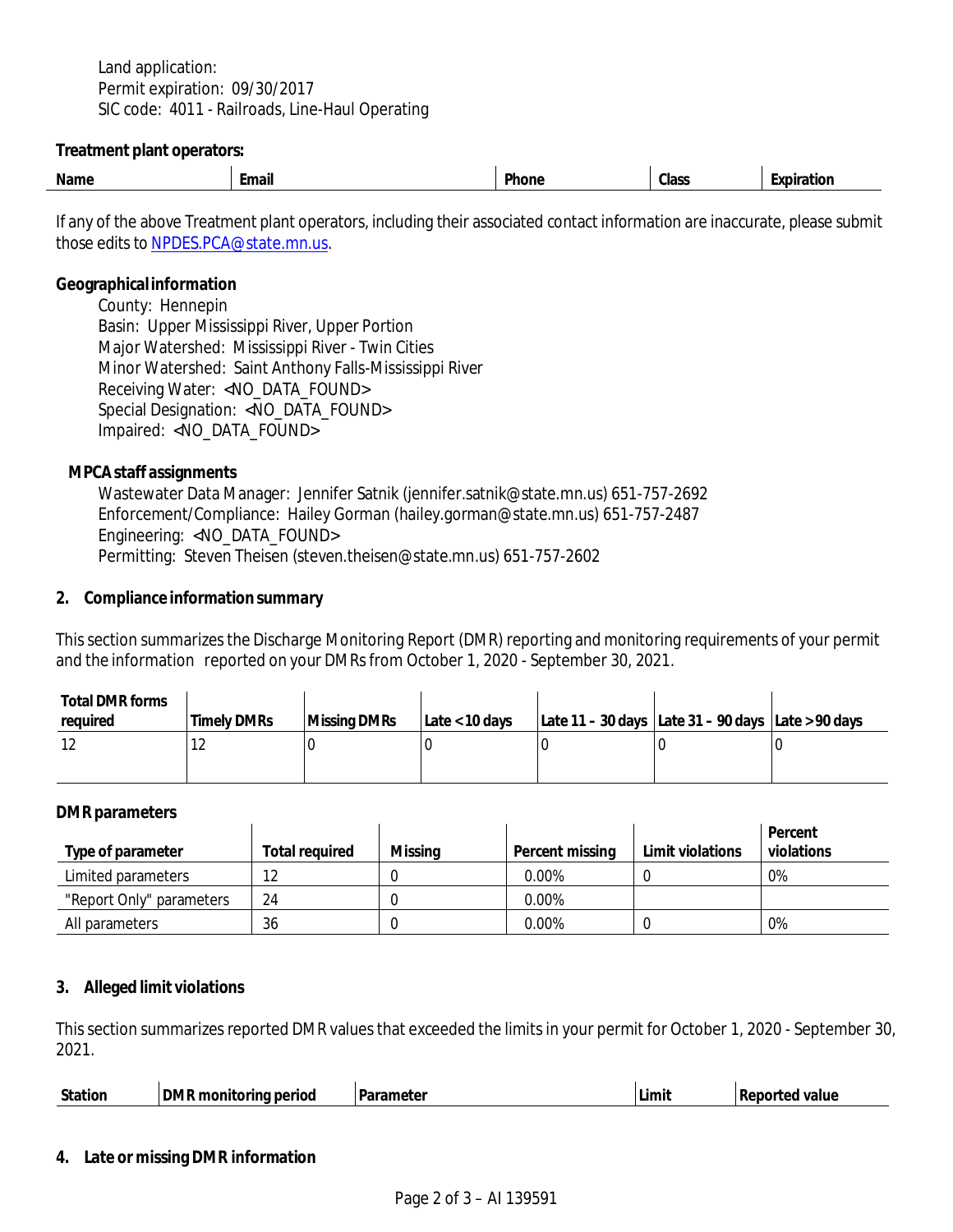Land application:
Permit expiration: 09/30/2017
SIC code: 4011 - Railroads, Line-Haul Operating

**Treatment plant operators:**

| Name | Email | Phone | Class | Expiration |
|---|---|---|---|---|

If any of the above Treatment plant operators, including their associated contact information are inaccurate, please submit those edits to [NPDES.PCA@state.mn.us](mailto:NPDES.PCA@state.mn.us).

**Geographical information**

County: Hennepin
Basin: Upper Mississippi River, Upper Portion
Major Watershed: Mississippi River - Twin Cities
Minor Watershed: Saint Anthony Falls-Mississippi River
Receiving Water: <NO_DATA_FOUND>
Special Designation: <NO_DATA_FOUND>
Impaired: <NO_DATA_FOUND>

**MPCA staff assignments**

Wastewater Data Manager: Jennifer Satnik (jennifer.satnik@state.mn.us) 651-757-2692
Enforcement/Compliance: Hailey Gorman (hailey.gorman@state.mn.us) 651-757-2487
Engineering: <NO_DATA_FOUND>
Permitting: Steven Theisen (steven.theisen@state.mn.us) 651-757-2602

## 2. Compliance information summary

This section summarizes the Discharge Monitoring Report (DMR) reporting and monitoring requirements of your permit and the information reported on your DMRs from October 1, 2020 - September 30, 2021.

| Total DMR forms required | Timely DMRs | Missing DMRs | Late < 10 days | Late 11 – 30 days | Late 31 – 90 days | Late > 90 days |
|---|---|---|---|---|---|---|
| 12 | 12 | 0 | 0 | 0 | 0 | 0 |

**DMR parameters**

| Type of parameter | Total required | Missing | Percent missing | Limit violations | Percent violations |
|---|---|---|---|---|---|
| Limited parameters | 12 | 0 | 0.00% | 0 | 0% |
| "Report Only" parameters | 24 | 0 | 0.00% | | |
| All parameters | 36 | 0 | 0.00% | 0 | 0% |

## 3. Alleged limit violations

This section summarizes reported DMR values that exceeded the limits in your permit for October 1, 2020 - September 30, 2021.

| Station | DMR monitoring period | Parameter | Limit | Reported value |
|---|---|---|---|---|

## 4. Late or missing DMR information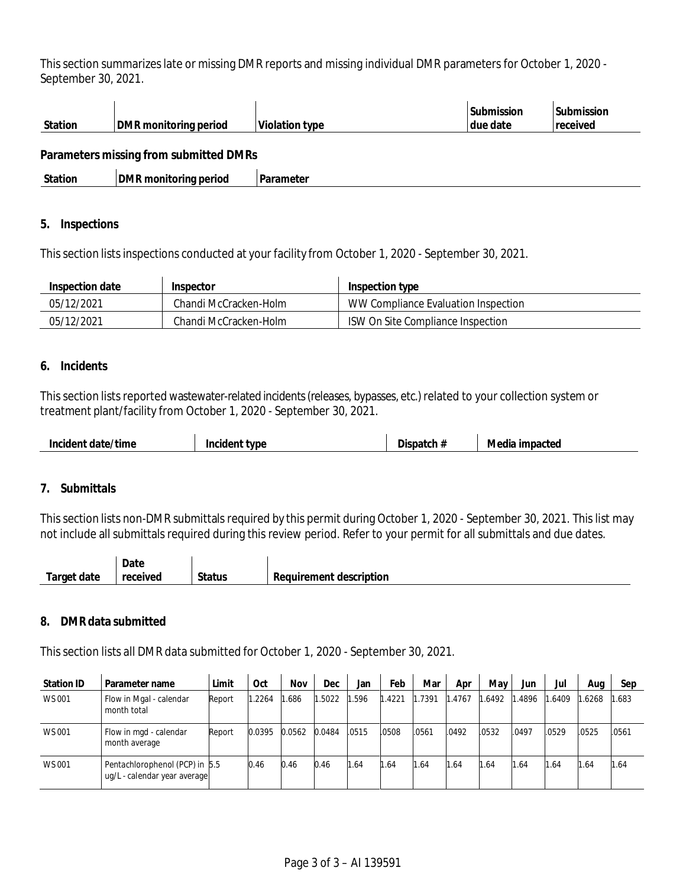This section summarizes late or missing DMR reports and missing individual DMR parameters for October 1, 2020 - September 30, 2021.

| Station | DMR monitoring period | Violation type | Submission due date | Submission received |
| --- | --- | --- | --- | --- |

**Parameters missing from submitted DMRs**

| Station | DMR monitoring period | Parameter |
| --- | --- | --- |

## 5. Inspections

This section lists inspections conducted at your facility from October 1, 2020 - September 30, 2021.

| Inspection date | Inspector | Inspection type |
| --- | --- | --- |
| 05/12/2021 | Chandi McCracken-Holm | WW Compliance Evaluation Inspection |
| 05/12/2021 | Chandi McCracken-Holm | ISW On Site Compliance Inspection |

## 6. Incidents

This section lists reported wastewater-related incidents (releases, bypasses, etc.) related to your collection system or treatment plant/facility from October 1, 2020 - September 30, 2021.

| Incident date/time | Incident type | Dispatch # | Media impacted |
| --- | --- | --- | --- |

## 7. Submittals

This section lists non-DMR submittals required by this permit during October 1, 2020 - September 30, 2021. This list may not include all submittals required during this review period. Refer to your permit for all submittals and due dates.

| Target date | Date received | Status | Requirement description |
| --- | --- | --- | --- |

## 8. DMR data submitted

This section lists all DMR data submitted for October 1, 2020 - September 30, 2021.

| Station ID | Parameter name | Limit | Oct | Nov | Dec | Jan | Feb | Mar | Apr | May | Jun | Jul | Aug | Sep |
| --- | --- | --- | --- | --- | --- | --- | --- | --- | --- | --- | --- | --- | --- | --- |
| WS001 | Flow in Mgal - calendar month total | Report | 1.2264 | 1.686 | 1.5022 | 1.596 | 1.4221 | 1.7391 | 1.4767 | 1.6492 | 1.4896 | 1.6409 | 1.6268 | 1.683 |
| WS001 | Flow in mgd - calendar month average | Report | 0.0395 | 0.0562 | 0.0484 | .0515 | .0508 | .0561 | .0492 | .0532 | .0497 | .0529 | .0525 | .0561 |
| WS001 | Pentachlorophenol (PCP) in ug/L - calendar year average | 5.5 | 0.46 | 0.46 | 0.46 | 1.64 | 1.64 | 1.64 | 1.64 | 1.64 | 1.64 | 1.64 | 1.64 | 1.64 |